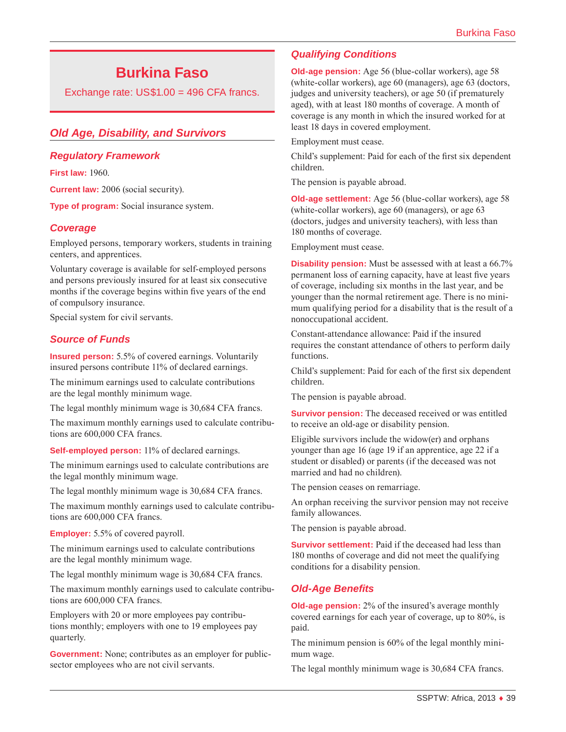# Burkina Faso

Exchange rate: US$1.00 = 496 CFA francs.

## Old Age, Disability, and Survivors

### Regulatory Framework

**First law:** 1960.

**Current law:** 2006 (social security).

**Type of program:** Social insurance system.

### Coverage

Employed persons, temporary workers, students in training centers, and apprentices.

Voluntary coverage is available for self-employed persons and persons previously insured for at least six consecutive months if the coverage begins within five years of the end of compulsory insurance.

Special system for civil servants.

### Source of Funds

**Insured person:** 5.5% of covered earnings. Voluntarily insured persons contribute 11% of declared earnings.

The minimum earnings used to calculate contributions are the legal monthly minimum wage.

The legal monthly minimum wage is 30,684 CFA francs.

The maximum monthly earnings used to calculate contributions are 600,000 CFA francs.

**Self-employed person:** 11% of declared earnings.

The minimum earnings used to calculate contributions are the legal monthly minimum wage.

The legal monthly minimum wage is 30,684 CFA francs.

The maximum monthly earnings used to calculate contributions are 600,000 CFA francs.

**Employer:** 5.5% of covered payroll.

The minimum earnings used to calculate contributions are the legal monthly minimum wage.

The legal monthly minimum wage is 30,684 CFA francs.

The maximum monthly earnings used to calculate contributions are 600,000 CFA francs.

Employers with 20 or more employees pay contributions monthly; employers with one to 19 employees pay quarterly.

**Government:** None; contributes as an employer for public-sector employees who are not civil servants.

### Qualifying Conditions

**Old-age pension:** Age 56 (blue-collar workers), age 58 (white-collar workers), age 60 (managers), age 63 (doctors, judges and university teachers), or age 50 (if prematurely aged), with at least 180 months of coverage. A month of coverage is any month in which the insured worked for at least 18 days in covered employment.

Employment must cease.

Child's supplement: Paid for each of the first six dependent children.

The pension is payable abroad.

**Old-age settlement:** Age 56 (blue-collar workers), age 58 (white-collar workers), age 60 (managers), or age 63 (doctors, judges and university teachers), with less than 180 months of coverage.

Employment must cease.

**Disability pension:** Must be assessed with at least a 66.7% permanent loss of earning capacity, have at least five years of coverage, including six months in the last year, and be younger than the normal retirement age. There is no minimum qualifying period for a disability that is the result of a nonoccupational accident.

Constant-attendance allowance: Paid if the insured requires the constant attendance of others to perform daily functions.

Child's supplement: Paid for each of the first six dependent children.

The pension is payable abroad.

**Survivor pension:** The deceased received or was entitled to receive an old-age or disability pension.

Eligible survivors include the widow(er) and orphans younger than age 16 (age 19 if an apprentice, age 22 if a student or disabled) or parents (if the deceased was not married and had no children).

The pension ceases on remarriage.

An orphan receiving the survivor pension may not receive family allowances.

The pension is payable abroad.

**Survivor settlement:** Paid if the deceased had less than 180 months of coverage and did not meet the qualifying conditions for a disability pension.

### Old-Age Benefits

**Old-age pension:** 2% of the insured's average monthly covered earnings for each year of coverage, up to 80%, is paid.

The minimum pension is 60% of the legal monthly minimum wage.

The legal monthly minimum wage is 30,684 CFA francs.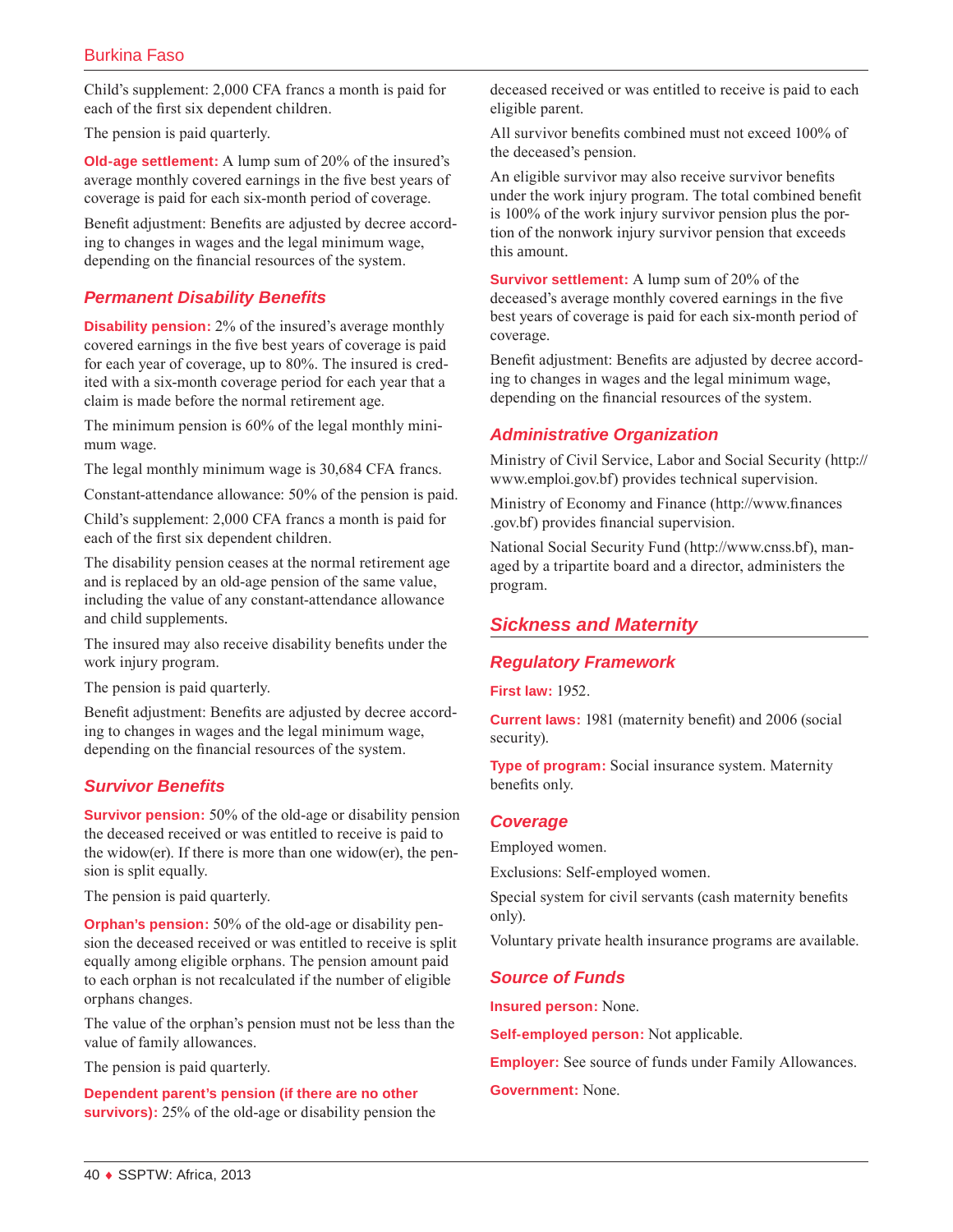Child's supplement: 2,000 CFA francs a month is paid for each of the first six dependent children.

The pension is paid quarterly.

**Old-age settlement:** A lump sum of 20% of the insured's average monthly covered earnings in the five best years of coverage is paid for each six-month period of coverage.

Benefit adjustment: Benefits are adjusted by decree according to changes in wages and the legal minimum wage, depending on the financial resources of the system.

### Permanent Disability Benefits

**Disability pension:** 2% of the insured's average monthly covered earnings in the five best years of coverage is paid for each year of coverage, up to 80%. The insured is credited with a six-month coverage period for each year that a claim is made before the normal retirement age.

The minimum pension is 60% of the legal monthly minimum wage.

The legal monthly minimum wage is 30,684 CFA francs.

Constant-attendance allowance: 50% of the pension is paid.

Child's supplement: 2,000 CFA francs a month is paid for each of the first six dependent children.

The disability pension ceases at the normal retirement age and is replaced by an old-age pension of the same value, including the value of any constant-attendance allowance and child supplements.

The insured may also receive disability benefits under the work injury program.

The pension is paid quarterly.

Benefit adjustment: Benefits are adjusted by decree according to changes in wages and the legal minimum wage, depending on the financial resources of the system.

### Survivor Benefits

**Survivor pension:** 50% of the old-age or disability pension the deceased received or was entitled to receive is paid to the widow(er). If there is more than one widow(er), the pension is split equally.

The pension is paid quarterly.

**Orphan's pension:** 50% of the old-age or disability pension the deceased received or was entitled to receive is split equally among eligible orphans. The pension amount paid to each orphan is not recalculated if the number of eligible orphans changes.

The value of the orphan's pension must not be less than the value of family allowances.

The pension is paid quarterly.

**Dependent parent's pension (if there are no other survivors):** 25% of the old-age or disability pension the deceased received or was entitled to receive is paid to each eligible parent.

All survivor benefits combined must not exceed 100% of the deceased's pension.

An eligible survivor may also receive survivor benefits under the work injury program. The total combined benefit is 100% of the work injury survivor pension plus the portion of the nonwork injury survivor pension that exceeds this amount.

**Survivor settlement:** A lump sum of 20% of the deceased's average monthly covered earnings in the five best years of coverage is paid for each six-month period of coverage.

Benefit adjustment: Benefits are adjusted by decree according to changes in wages and the legal minimum wage, depending on the financial resources of the system.

### Administrative Organization

Ministry of Civil Service, Labor and Social Security (http://www.emploi.gov.bf) provides technical supervision.

Ministry of Economy and Finance (http://www.finances.gov.bf) provides financial supervision.

National Social Security Fund (http://www.cnss.bf), managed by a tripartite board and a director, administers the program.

## Sickness and Maternity

### Regulatory Framework

**First law:** 1952.

**Current laws:** 1981 (maternity benefit) and 2006 (social security).

**Type of program:** Social insurance system. Maternity benefits only.

### Coverage

Employed women.

Exclusions: Self-employed women.

Special system for civil servants (cash maternity benefits only).

Voluntary private health insurance programs are available.

### Source of Funds

**Insured person:** None.

**Self-employed person:** Not applicable.

**Employer:** See source of funds under Family Allowances.

**Government:** None.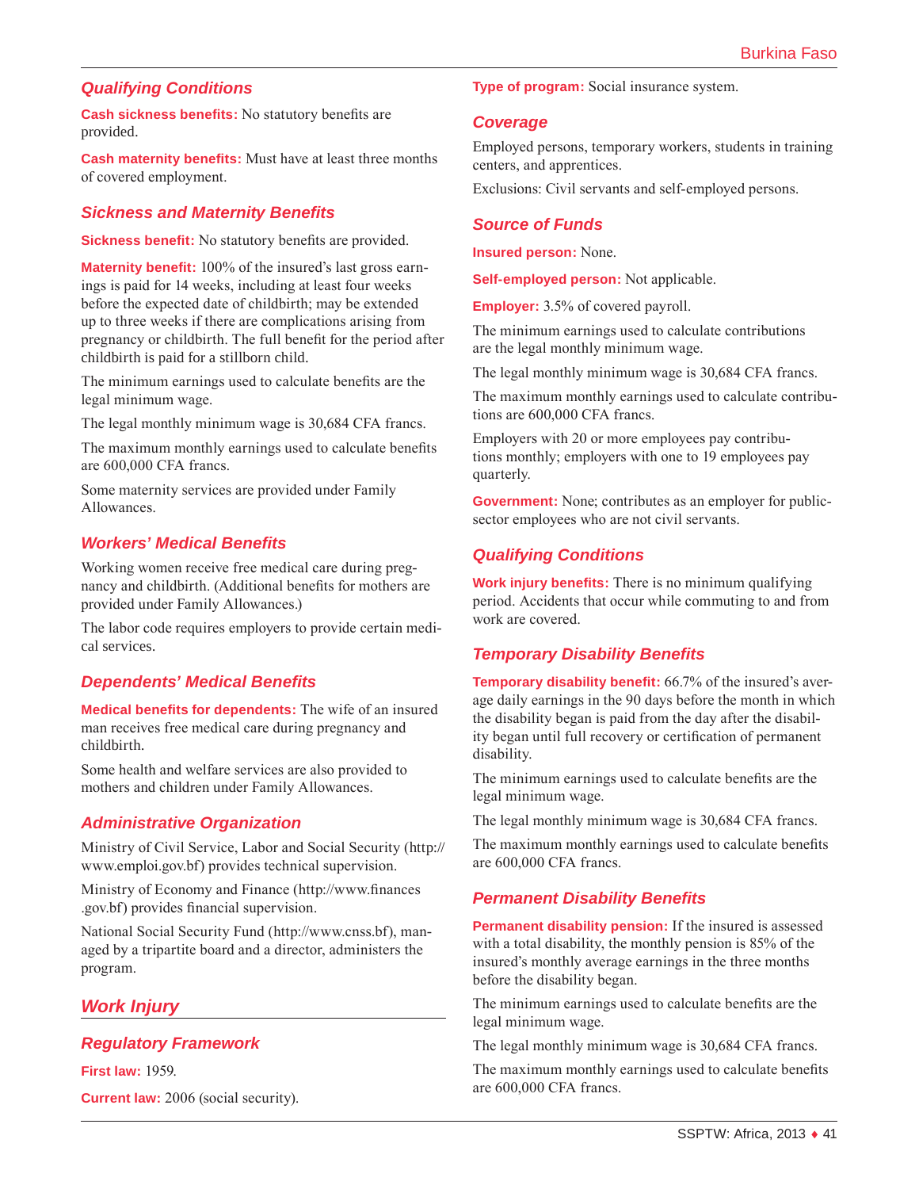### Qualifying Conditions

**Cash sickness benefits:** No statutory benefits are provided.

**Cash maternity benefits:** Must have at least three months of covered employment.

### Sickness and Maternity Benefits

**Sickness benefit:** No statutory benefits are provided.

**Maternity benefit:** 100% of the insured's last gross earnings is paid for 14 weeks, including at least four weeks before the expected date of childbirth; may be extended up to three weeks if there are complications arising from pregnancy or childbirth. The full benefit for the period after childbirth is paid for a stillborn child.

The minimum earnings used to calculate benefits are the legal minimum wage.

The legal monthly minimum wage is 30,684 CFA francs.

The maximum monthly earnings used to calculate benefits are 600,000 CFA francs.

Some maternity services are provided under Family Allowances.

### Workers' Medical Benefits

Working women receive free medical care during pregnancy and childbirth. (Additional benefits for mothers are provided under Family Allowances.)

The labor code requires employers to provide certain medical services.

### Dependents' Medical Benefits

**Medical benefits for dependents:** The wife of an insured man receives free medical care during pregnancy and childbirth.

Some health and welfare services are also provided to mothers and children under Family Allowances.

### Administrative Organization

Ministry of Civil Service, Labor and Social Security (http://www.emploi.gov.bf) provides technical supervision.

Ministry of Economy and Finance (http://www.finances.gov.bf) provides financial supervision.

National Social Security Fund (http://www.cnss.bf), managed by a tripartite board and a director, administers the program.

## Work Injury

### Regulatory Framework

**First law:** 1959.

**Current law:** 2006 (social security).

**Type of program:** Social insurance system.

### Coverage

Employed persons, temporary workers, students in training centers, and apprentices.

Exclusions: Civil servants and self-employed persons.

### Source of Funds

**Insured person:** None.

**Self-employed person:** Not applicable.

**Employer:** 3.5% of covered payroll.

The minimum earnings used to calculate contributions are the legal monthly minimum wage.

The legal monthly minimum wage is 30,684 CFA francs.

The maximum monthly earnings used to calculate contributions are 600,000 CFA francs.

Employers with 20 or more employees pay contributions monthly; employers with one to 19 employees pay quarterly.

**Government:** None; contributes as an employer for public-sector employees who are not civil servants.

### Qualifying Conditions

**Work injury benefits:** There is no minimum qualifying period. Accidents that occur while commuting to and from work are covered.

### Temporary Disability Benefits

**Temporary disability benefit:** 66.7% of the insured's average daily earnings in the 90 days before the month in which the disability began is paid from the day after the disability began until full recovery or certification of permanent disability.

The minimum earnings used to calculate benefits are the legal minimum wage.

The legal monthly minimum wage is 30,684 CFA francs.

The maximum monthly earnings used to calculate benefits are 600,000 CFA francs.

### Permanent Disability Benefits

**Permanent disability pension:** If the insured is assessed with a total disability, the monthly pension is 85% of the insured's monthly average earnings in the three months before the disability began.

The minimum earnings used to calculate benefits are the legal minimum wage.

The legal monthly minimum wage is 30,684 CFA francs.

The maximum monthly earnings used to calculate benefits are 600,000 CFA francs.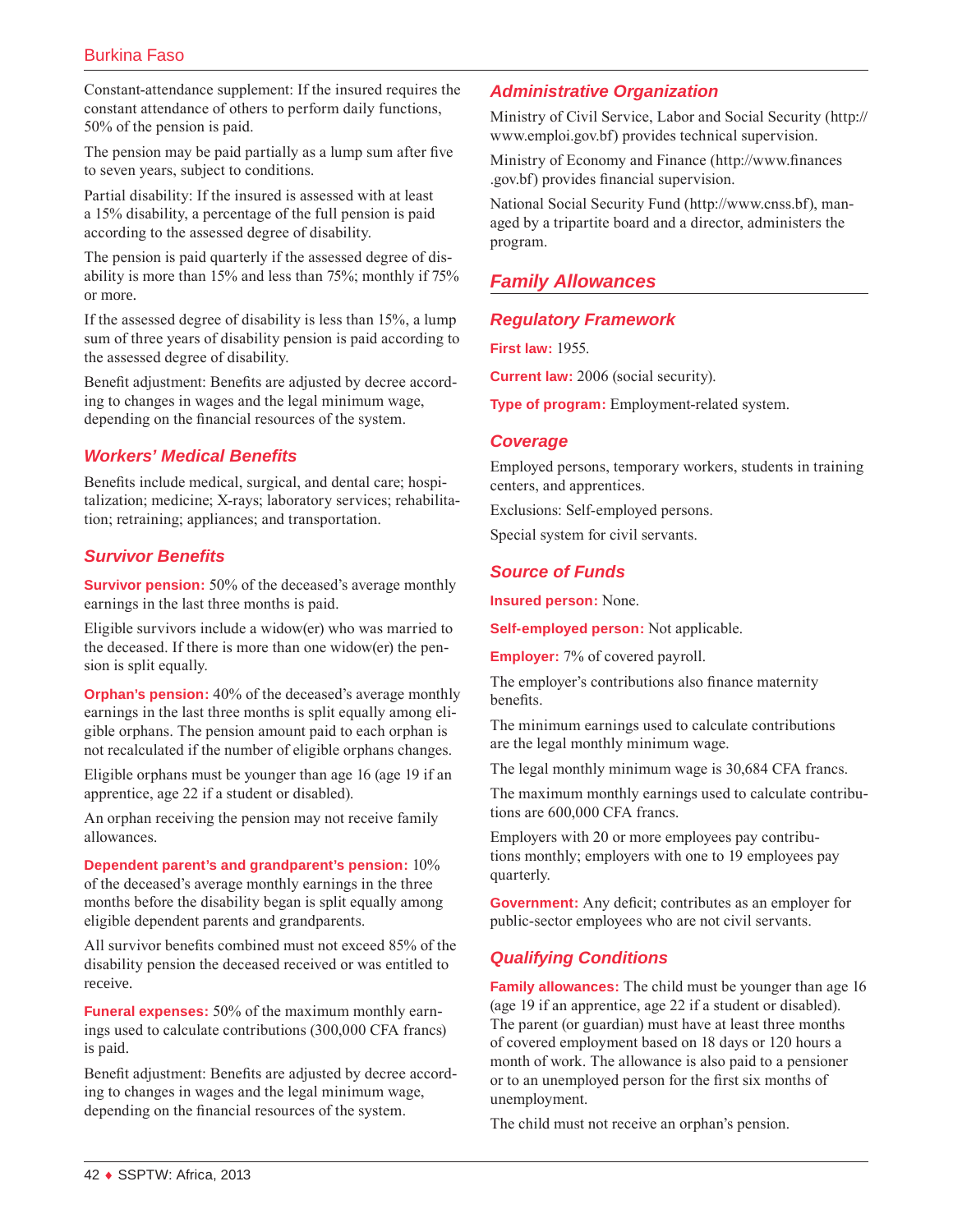Constant-attendance supplement: If the insured requires the constant attendance of others to perform daily functions, 50% of the pension is paid.

The pension may be paid partially as a lump sum after five to seven years, subject to conditions.

Partial disability: If the insured is assessed with at least a 15% disability, a percentage of the full pension is paid according to the assessed degree of disability.

The pension is paid quarterly if the assessed degree of disability is more than 15% and less than 75%; monthly if 75% or more.

If the assessed degree of disability is less than 15%, a lump sum of three years of disability pension is paid according to the assessed degree of disability.

Benefit adjustment: Benefits are adjusted by decree according to changes in wages and the legal minimum wage, depending on the financial resources of the system.

### Workers' Medical Benefits

Benefits include medical, surgical, and dental care; hospitalization; medicine; X-rays; laboratory services; rehabilitation; retraining; appliances; and transportation.

### Survivor Benefits

**Survivor pension:** 50% of the deceased's average monthly earnings in the last three months is paid.

Eligible survivors include a widow(er) who was married to the deceased. If there is more than one widow(er) the pension is split equally.

**Orphan's pension:** 40% of the deceased's average monthly earnings in the last three months is split equally among eligible orphans. The pension amount paid to each orphan is not recalculated if the number of eligible orphans changes.

Eligible orphans must be younger than age 16 (age 19 if an apprentice, age 22 if a student or disabled).

An orphan receiving the pension may not receive family allowances.

**Dependent parent's and grandparent's pension:** 10% of the deceased's average monthly earnings in the three months before the disability began is split equally among eligible dependent parents and grandparents.

All survivor benefits combined must not exceed 85% of the disability pension the deceased received or was entitled to receive.

**Funeral expenses:** 50% of the maximum monthly earnings used to calculate contributions (300,000 CFA francs) is paid.

Benefit adjustment: Benefits are adjusted by decree according to changes in wages and the legal minimum wage, depending on the financial resources of the system.

### Administrative Organization

Ministry of Civil Service, Labor and Social Security (http://www.emploi.gov.bf) provides technical supervision.

Ministry of Economy and Finance (http://www.finances.gov.bf) provides financial supervision.

National Social Security Fund (http://www.cnss.bf), managed by a tripartite board and a director, administers the program.

## Family Allowances

### Regulatory Framework

**First law:** 1955.

**Current law:** 2006 (social security).

**Type of program:** Employment-related system.

### Coverage

Employed persons, temporary workers, students in training centers, and apprentices.

Exclusions: Self-employed persons.

Special system for civil servants.

### Source of Funds

**Insured person:** None.

**Self-employed person:** Not applicable.

**Employer:** 7% of covered payroll.

The employer's contributions also finance maternity benefits.

The minimum earnings used to calculate contributions are the legal monthly minimum wage.

The legal monthly minimum wage is 30,684 CFA francs.

The maximum monthly earnings used to calculate contributions are 600,000 CFA francs.

Employers with 20 or more employees pay contributions monthly; employers with one to 19 employees pay quarterly.

**Government:** Any deficit; contributes as an employer for public-sector employees who are not civil servants.

### Qualifying Conditions

**Family allowances:** The child must be younger than age 16 (age 19 if an apprentice, age 22 if a student or disabled). The parent (or guardian) must have at least three months of covered employment based on 18 days or 120 hours a month of work. The allowance is also paid to a pensioner or to an unemployed person for the first six months of unemployment.

The child must not receive an orphan's pension.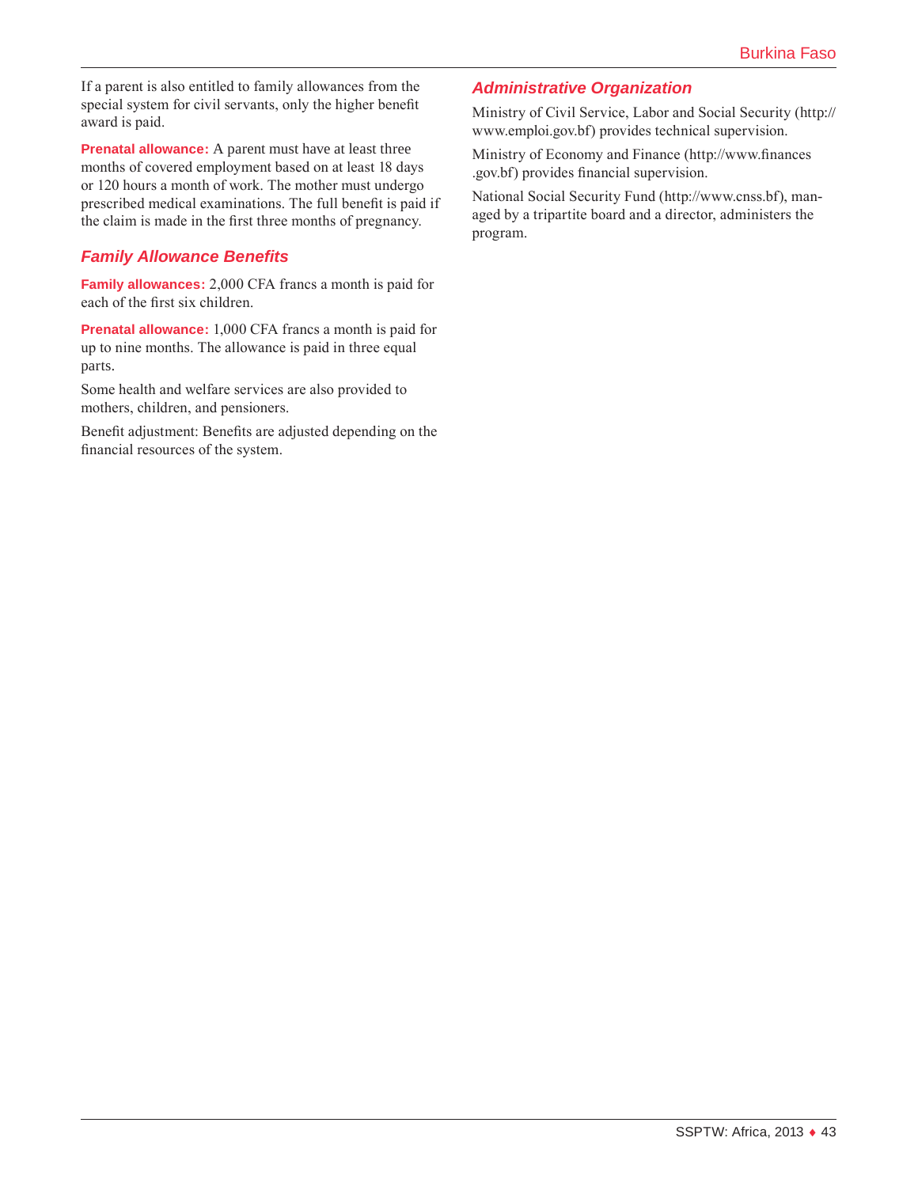If a parent is also entitled to family allowances from the special system for civil servants, only the higher benefit award is paid.

**Prenatal allowance:** A parent must have at least three months of covered employment based on at least 18 days or 120 hours a month of work. The mother must undergo prescribed medical examinations. The full benefit is paid if the claim is made in the first three months of pregnancy.

### *Family Allowance Benefits*

**Family allowances:** 2,000 CFA francs a month is paid for each of the first six children.

**Prenatal allowance:** 1,000 CFA francs a month is paid for up to nine months. The allowance is paid in three equal parts.

Some health and welfare services are also provided to mothers, children, and pensioners.

Benefit adjustment: Benefits are adjusted depending on the financial resources of the system.

### *Administrative Organization*

Ministry of Civil Service, Labor and Social Security (http://www.emploi.gov.bf) provides technical supervision.

Ministry of Economy and Finance (http://www.finances.gov.bf) provides financial supervision.

National Social Security Fund (http://www.cnss.bf), managed by a tripartite board and a director, administers the program.